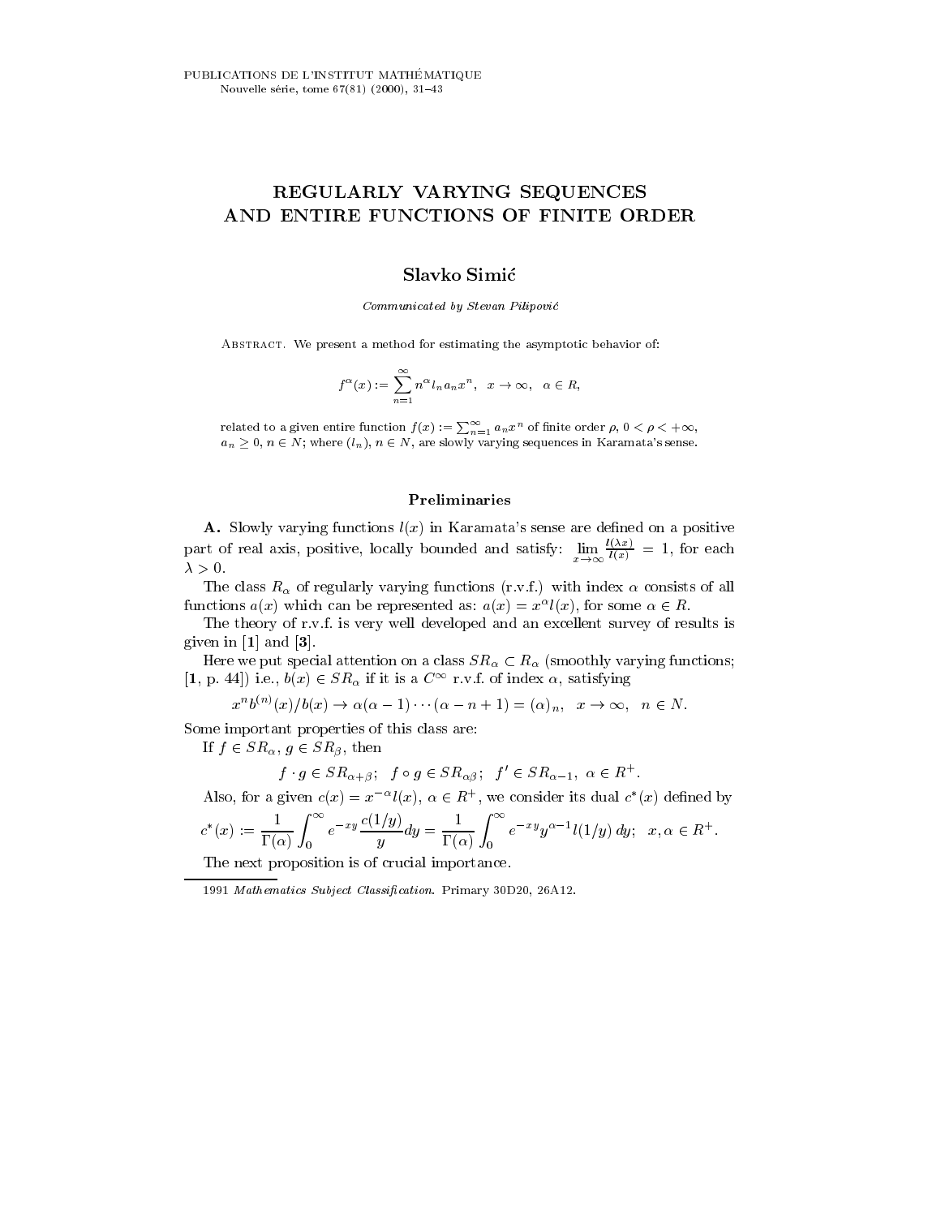# REGULARLY VARYING SEQUENCES AND ENTIRE FUNCTIONS OF FINITE ORDER

**Slavko Simić**

*Communicated by Stevan Pilipović*

Abstract. We present a method for estimating the asymptotic behavior of:

$$f^{\alpha}(x) := \sum_{n=1}^{\infty} n^{\alpha} l_n a_n x^n, \quad x \to \infty, \quad \alpha \in R,$$

related to a given entire function $f(x) := \sum_{n=1}^{\infty} a_n x^n$ of finite order $\rho$, $0 < \rho < +\infty$, $a_n \geq 0$, $n \in N$; where $(l_n)$, $n \in N$, are slowly varying sequences in Karamata's sense.

## Preliminaries

**A.** Slowly varying functions $l(x)$ in Karamata's sense are defined on a positive part of real axis, positive, locally bounded and satisfy: $\lim\limits_{x\to\infty} \frac{l(\lambda x)}{l(x)} = 1$, for each $\lambda > 0$.

The class $R_{\alpha}$ of regularly varying functions (r.v.f.) with index $\alpha$ consists of all functions $a(x)$ which can be represented as: $a(x) = x^{\alpha} l(x)$, for some $\alpha \in R$.

The theory of r.v.f. is very well developed and an excellent survey of results is given in [**1**] and [**3**].

Here we put special attention on a class $SR_{\alpha} \subset R_{\alpha}$ (smoothly varying functions; [**1**, p. 44]) i.e., $b(x) \in SR_{\alpha}$ if it is a $C^{\infty}$ r.v.f. of index $\alpha$, satisfying

$$x^n b^{(n)}(x)/b(x) \to \alpha(\alpha-1)\cdots(\alpha-n+1) = (\alpha)_n, \quad x \to \infty, \quad n \in N.$$

Some important properties of this class are:

If $f \in SR_{\alpha}$, $g \in SR_{\beta}$, then

$$f \cdot g \in SR_{\alpha+\beta}; \quad f \circ g \in SR_{\alpha\beta}; \quad f' \in SR_{\alpha-1}, \ \alpha \in R^{+}.$$

Also, for a given $c(x) = x^{-\alpha} l(x)$, $\alpha \in R^{+}$, we consider its dual $c^{*}(x)$ defined by

$$c^{*}(x) := \frac{1}{\Gamma(\alpha)} \int_0^{\infty} e^{-xy} \frac{c(1/y)}{y} dy = \frac{1}{\Gamma(\alpha)} \int_0^{\infty} e^{-xy} y^{\alpha-1} l(1/y)\, dy; \quad x, \alpha \in R^{+}.$$

The next proposition is of crucial importance.

1991 *Mathematics Subject Classification*. Primary 30D20, 26A12.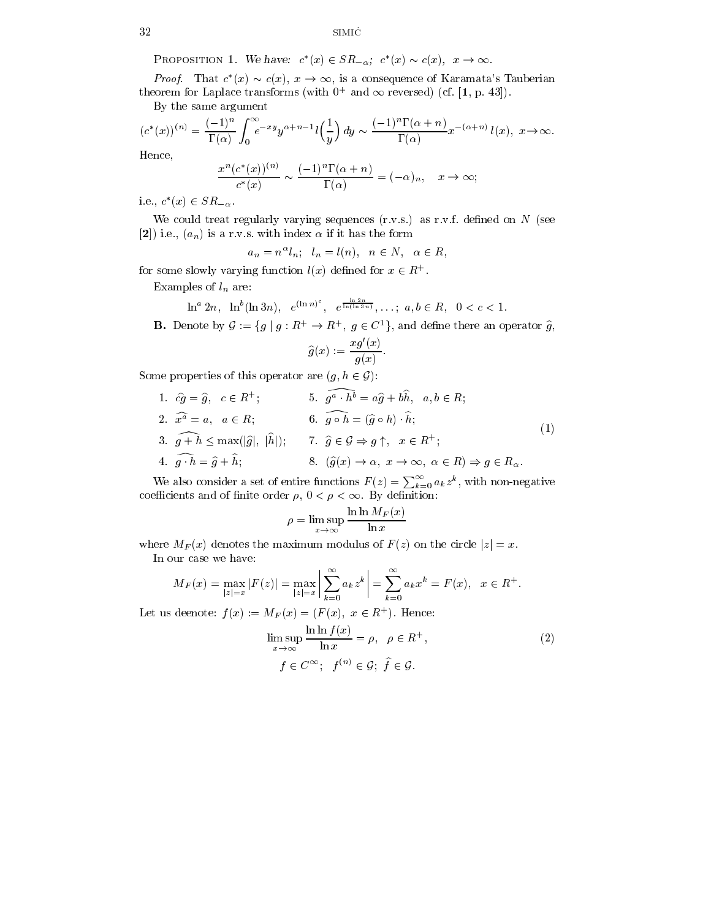PROPOSITION 1. *We have:* $c^*(x) \in SR_{-\alpha}$; $c^*(x) \sim c(x)$, $x \to \infty$.

*Proof.* That $c^*(x) \sim c(x)$, $x \to \infty$, is a consequence of Karamata's Tauberian theorem for Laplace transforms (with $0^+$ and $\infty$ reversed) (cf. [**1**, p. 43]).

By the same argument

$$(c^*(x))^{(n)} = \frac{(-1)^n}{\Gamma(\alpha)} \int_0^\infty e^{-xy} y^{\alpha+n-1} l\Big(\frac{1}{y}\Big)\, dy \sim \frac{(-1)^n \Gamma(\alpha+n)}{\Gamma(\alpha)} x^{-(\alpha+n)}\, l(x),\ x \to \infty.$$

Hence,

$$\frac{x^n (c^*(x))^{(n)}}{c^*(x)} \sim \frac{(-1)^n \Gamma(\alpha+n)}{\Gamma(\alpha)} = (-\alpha)_n, \quad x \to \infty;$$

i.e., $c^*(x) \in SR_{-\alpha}$.

We could treat regularly varying sequences (r.v.s.) as r.v.f. defined on $N$ (see [**2**]) i.e., $(a_n)$ is a r.v.s. with index $\alpha$ if it has the form

$$a_n = n^\alpha l_n; \quad l_n = l(n), \quad n \in N, \quad \alpha \in R,$$

for some slowly varying function $l(x)$ defined for $x \in R^+$.

Examples of $l_n$ are:

$$\ln^a 2n, \quad \ln^b(\ln 3n), \quad e^{(\ln n)^c}, \quad e^{\frac{\ln 2n}{\ln(\ln 3n)}}, \ldots; \; a, b \in R, \quad 0 < c < 1.$$

**B.** Denote by $\mathcal{G} := \{g \mid g : R^+ \to R^+,\ g \in C^1\}$, and define there an operator $\widehat{g}$,

$$\widehat{g}(x) := \frac{x g'(x)}{g(x)}.$$

Some properties of this operator are ($g, h \in \mathcal{G}$):

$$\begin{array}{ll}
1.\ \widehat{cg} = \widehat{g}, \quad c \in R^+; & 5.\ \widehat{g^a \cdot h^b} = a\widehat{g} + b\widehat{h}, \quad a, b \in R; \\
2.\ \widehat{x^a} = a, \quad a \in R; & 6.\ \widehat{g \circ h} = (\widehat{g} \circ h) \cdot \widehat{h}; \\
3.\ \widehat{g + h} \le \max(|\widehat{g}|,\ |\widehat{h}|); & 7.\ \widehat{g} \in \mathcal{G} \Rightarrow g \uparrow, \quad x \in R^+; \\
4.\ \widehat{g \cdot h} = \widehat{g} + \widehat{h}; & 8.\ (\widehat{g}(x) \to \alpha,\ x \to \infty,\ \alpha \in R) \Rightarrow g \in R_\alpha.
\end{array} \tag{1}$$

We also consider a set of entire functions $F(z) = \sum_{k=0}^\infty a_k z^k$, with non-negative coefficients and of finite order $\rho$, $0 < \rho < \infty$. By definition:

$$\rho = \limsup_{x \to \infty} \frac{\ln \ln M_F(x)}{\ln x}$$

where $M_F(x)$ denotes the maximum modulus of $F(z)$ on the circle $|z| = x$.

In our case we have:

$$M_F(x) = \max_{|z|=x} |F(z)| = \max_{|z|=x} \Big| \sum_{k=0}^\infty a_k z^k \Big| = \sum_{k=0}^\infty a_k x^k = F(x), \quad x \in R^+.$$

Let us deenote: $f(x) := M_F(x) = (F(x),\ x \in R^+)$. Hence:

$$\limsup_{x \to \infty} \frac{\ln \ln f(x)}{\ln x} = \rho, \quad \rho \in R^+, \tag{2}$$
$$f \in C^\infty; \quad f^{(n)} \in \mathcal{G}; \ \widehat{f} \in \mathcal{G}.$$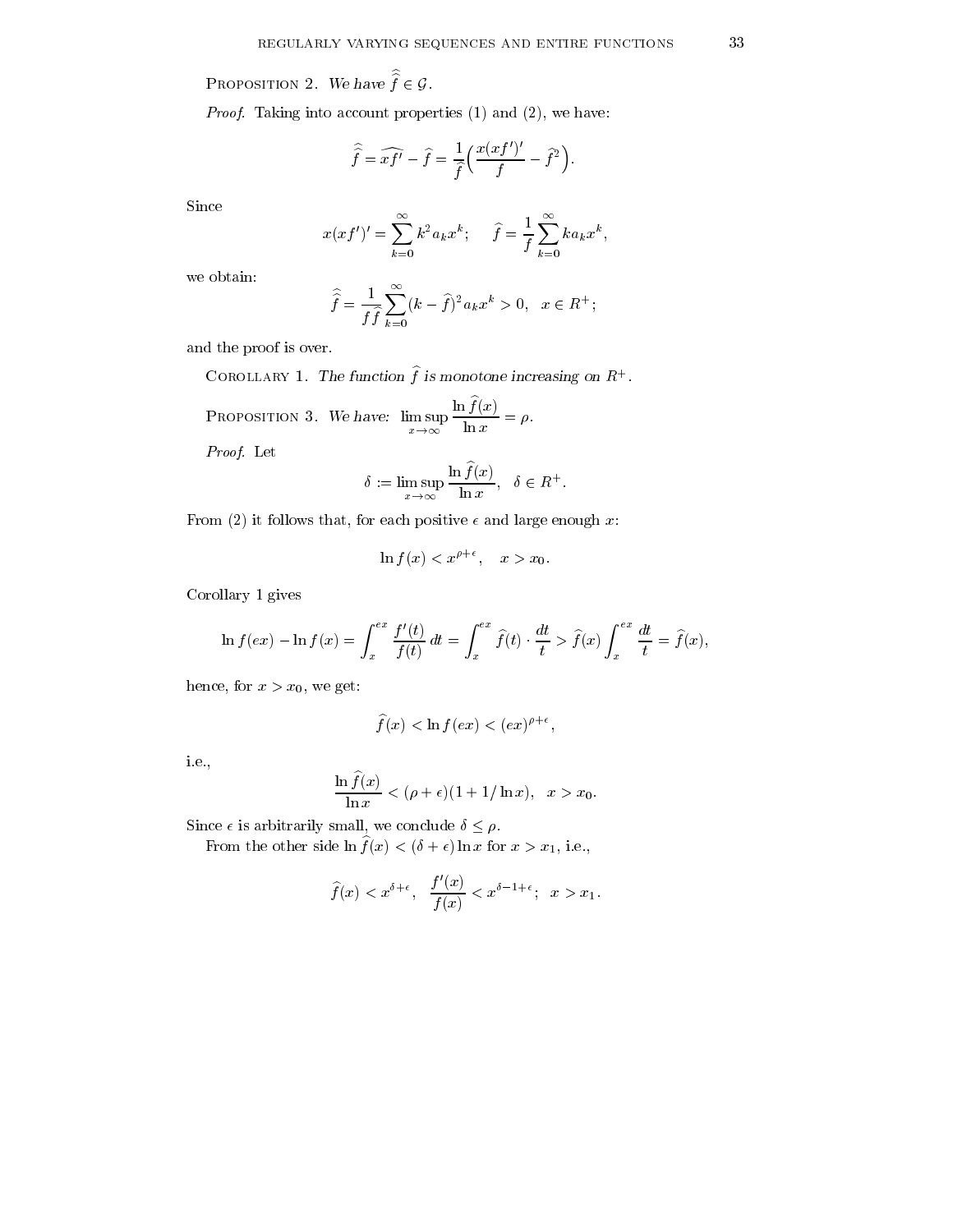Proposition 2. *We have* $\widehat{\widehat{f}} \in \mathcal{G}$.

*Proof.* Taking into account properties (1) and (2), we have:

$$\widehat{\widehat{f}} = \widehat{xf'} - \widehat{f} = \frac{1}{\widehat{f}}\Big(\frac{x(xf')'}{f} - \widehat{f}^2\Big).$$

Since

$$x(xf')' = \sum_{k=0}^{\infty} k^2 a_k x^k; \qquad \widehat{f} = \frac{1}{f}\sum_{k=0}^{\infty} k a_k x^k,$$

we obtain:

$$\widehat{\widehat{f}} = \frac{1}{f\widehat{f}}\sum_{k=0}^{\infty}(k-\widehat{f})^2 a_k x^k > 0, \quad x \in R^+;$$

and the proof is over.

Corollary 1. *The function* $\widehat{f}$ *is monotone increasing on* $R^+$.

Proposition 3. *We have:* $\displaystyle\limsup_{x\to\infty}\frac{\ln \widehat{f}(x)}{\ln x} = \rho$.

*Proof.* Let

$$\delta := \limsup_{x\to\infty}\frac{\ln \widehat{f}(x)}{\ln x}, \quad \delta \in R^+.$$

From (2) it follows that, for each positive $\epsilon$ and large enough $x$:

$$\ln f(x) < x^{\rho+\epsilon}, \quad x > x_0.$$

Corollary 1 gives

$$\ln f(ex) - \ln f(x) = \int_x^{ex}\frac{f'(t)}{f(t)}\,dt = \int_x^{ex}\widehat{f}(t)\cdot\frac{dt}{t} > \widehat{f}(x)\int_x^{ex}\frac{dt}{t} = \widehat{f}(x),$$

hence, for $x > x_0$, we get:

$$\widehat{f}(x) < \ln f(ex) < (ex)^{\rho+\epsilon},$$

i.e.,

$$\frac{\ln \widehat{f}(x)}{\ln x} < (\rho+\epsilon)(1+1/\ln x), \quad x > x_0.$$

Since $\epsilon$ is arbitrarily small, we conclude $\delta \le \rho$.

From the other side $\ln \widehat{f}(x) < (\delta+\epsilon)\ln x$ for $x > x_1$, i.e.,

$$\widehat{f}(x) < x^{\delta+\epsilon}, \quad \frac{f'(x)}{f(x)} < x^{\delta-1+\epsilon}; \quad x > x_1.$$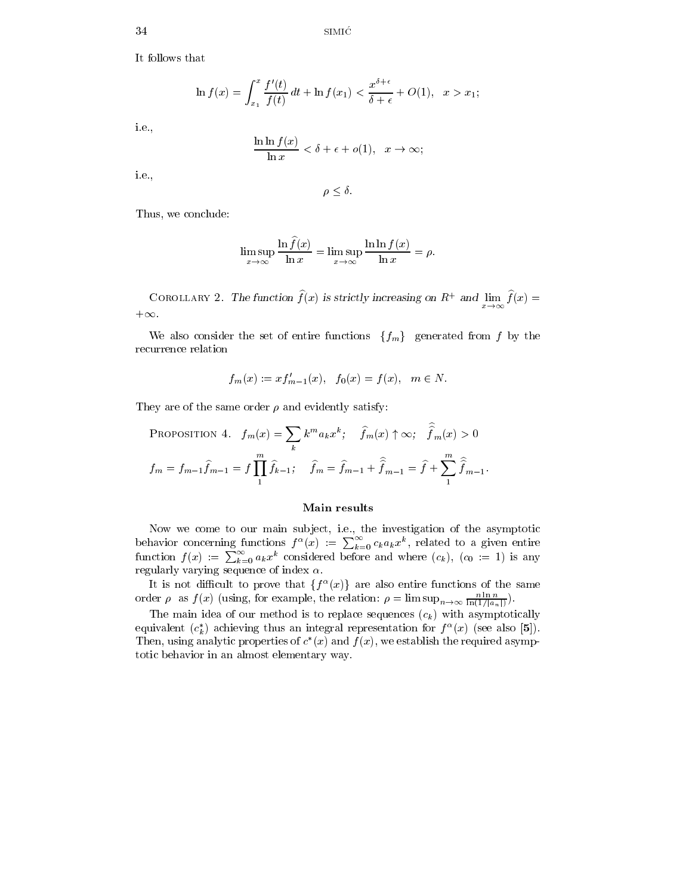It follows that

$$\ln f(x) = \int_{x_1}^{x} \frac{f'(t)}{f(t)}\,dt + \ln f(x_1) < \frac{x^{\delta+\epsilon}}{\delta+\epsilon} + O(1), \quad x > x_1;$$

i.e.,

$$\frac{\ln\ln f(x)}{\ln x} < \delta + \epsilon + o(1), \quad x \to \infty;$$

i.e.,

$$\rho \le \delta.$$

Thus, we conclude:

$$\limsup_{x\to\infty} \frac{\ln \widehat{f}(x)}{\ln x} = \limsup_{x\to\infty} \frac{\ln\ln f(x)}{\ln x} = \rho.$$

Corollary 2. *The function $\widehat{f}(x)$ is strictly increasing on $R^+$ and $\lim_{x\to\infty} \widehat{f}(x) = +\infty$.*

We also consider the set of entire functions $\{f_m\}$ generated from $f$ by the recurrence relation

$$f_m(x) := x f'_{m-1}(x), \quad f_0(x) = f(x), \quad m \in N.$$

They are of the same order $\rho$ and evidently satisfy:

Proposition 4. $f_m(x) = \sum_k k^m a_k x^k; \quad \widehat{f}_m(x) \uparrow \infty; \quad \widehat{\widehat{f}}_m(x) > 0$

$$f_m = f_{m-1}\widehat{f}_{m-1} = f\prod_1^m \widehat{f}_{k-1}; \quad \widehat{f}_m = \widehat{f}_{m-1} + \widehat{\widehat{f}}_{m-1} = \widehat{f} + \sum_1^m \widehat{\widehat{f}}_{m-1}.$$

## Main results

Now we come to our main subject, i.e., the investigation of the asymptotic behavior concerning functions $f^\alpha(x) := \sum_{k=0}^{\infty} c_k a_k x^k$, related to a given entire function $f(x) := \sum_{k=0}^{\infty} a_k x^k$ considered before and where $(c_k)$, $(c_0 := 1)$ is any regularly varying sequence of index $\alpha$.

It is not difficult to prove that $\{f^\alpha(x)\}$ are also entire functions of the same order $\rho$ as $f(x)$ (using, for example, the relation: $\rho = \limsup_{n\to\infty} \frac{n \ln n}{\ln(1/|a_n|)}$).

The main idea of our method is to replace sequences $(c_k)$ with asymptotically equivalent $(c_k^*)$ achieving thus an integral representation for $f^\alpha(x)$ (see also **[5]**). Then, using analytic properties of $c^*(x)$ and $f(x)$, we establish the required asymptotic behavior in an almost elementary way.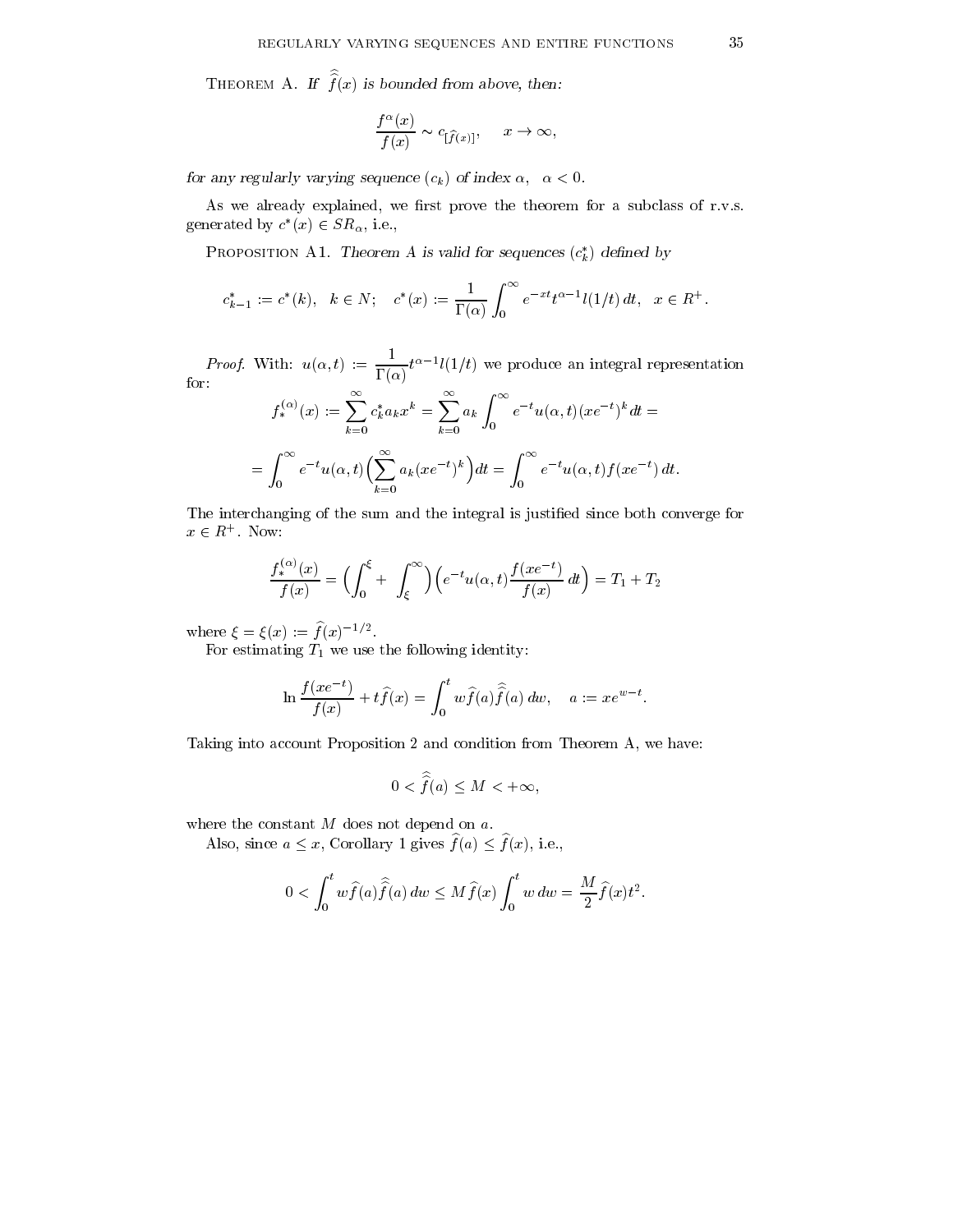**Theorem A.** *If $\widehat{\widehat{f}}(x)$ is bounded from above, then:*

$$\frac{f^{\alpha}(x)}{f(x)} \sim c_{[\widehat{f}(x)]}, \quad x \to \infty,$$

*for any regularly varying sequence $(c_k)$ of index $\alpha$, $\alpha < 0$.*

As we already explained, we first prove the theorem for a subclass of r.v.s. generated by $c^*(x) \in SR_\alpha$, i.e.,

**Proposition A1.** *Theorem A is valid for sequences $(c_k^*)$ defined by*

$$c_{k-1}^* := c^*(k), \quad k \in N; \quad c^*(x) := \frac{1}{\Gamma(\alpha)} \int_0^\infty e^{-xt} t^{\alpha-1} l(1/t)\, dt, \quad x \in R^+.$$

*Proof.* With: $u(\alpha, t) := \dfrac{1}{\Gamma(\alpha)} t^{\alpha-1} l(1/t)$ we produce an integral representation for:

$$f_*^{(\alpha)}(x) := \sum_{k=0}^{\infty} c_k^* a_k x^k = \sum_{k=0}^{\infty} a_k \int_0^\infty e^{-t} u(\alpha, t) (xe^{-t})^k\, dt =$$

$$= \int_0^\infty e^{-t} u(\alpha, t) \Big( \sum_{k=0}^{\infty} a_k (xe^{-t})^k \Big) dt = \int_0^\infty e^{-t} u(\alpha, t) f(xe^{-t})\, dt.$$

The interchanging of the sum and the integral is justified since both converge for $x \in R^+$. Now:

$$\frac{f_*^{(\alpha)}(x)}{f(x)} = \Big( \int_0^\xi + \int_\xi^\infty \Big) \Big( e^{-t} u(\alpha, t) \frac{f(xe^{-t})}{f(x)}\, dt \Big) = T_1 + T_2$$

where $\xi = \xi(x) := \widehat{f}(x)^{-1/2}$.

For estimating $T_1$ we use the following identity:

$$\ln \frac{f(xe^{-t})}{f(x)} + t \widehat{f}(x) = \int_0^t w \widehat{f}(a) \widehat{\widehat{f}}(a)\, dw, \quad a := xe^{w-t}.$$

Taking into account Proposition 2 and condition from Theorem A, we have:

$$0 < \widehat{\widehat{f}}(a) \le M < +\infty,$$

where the constant $M$ does not depend on $a$.

Also, since $a \le x$, Corollary 1 gives $\widehat{f}(a) \le \widehat{f}(x)$, i.e.,

$$0 < \int_0^t w \widehat{f}(a) \widehat{\widehat{f}}(a)\, dw \le M \widehat{f}(x) \int_0^t w\, dw = \frac{M}{2} \widehat{f}(x) t^2.$$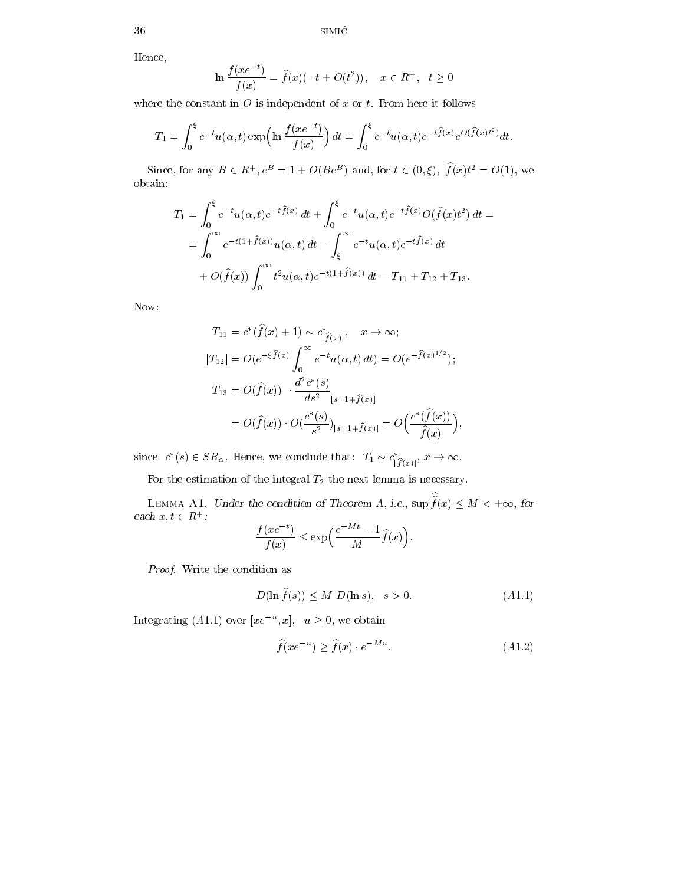Hence,

$$\ln \frac{f(xe^{-t})}{f(x)} = \widehat{f}(x)(-t + O(t^2)), \quad x \in R^+, \;\; t \geq 0$$

where the constant in $O$ is independent of $x$ or $t$. From here it follows

$$T_1 = \int_0^{\xi} e^{-t} u(\alpha, t) \exp\Big(\ln \frac{f(xe^{-t})}{f(x)}\Big)\, dt = \int_0^{\xi} e^{-t} u(\alpha, t) e^{-t\widehat{f}(x)} e^{O(\widehat{f}(x)t^2)} dt.$$

Since, for any $B \in R^+$, $e^B = 1 + O(Be^B)$ and, for $t \in (0, \xi)$, $\widehat{f}(x)t^2 = O(1)$, we obtain:

$$\begin{aligned}
T_1 &= \int_0^{\xi} e^{-t} u(\alpha, t) e^{-t\widehat{f}(x)}\, dt + \int_0^{\xi} e^{-t} u(\alpha, t) e^{-t\widehat{f}(x)} O(\widehat{f}(x)t^2)\, dt = \\
&= \int_0^{\infty} e^{-t(1+\widehat{f}(x))} u(\alpha, t)\, dt - \int_{\xi}^{\infty} e^{-t} u(\alpha, t) e^{-t\widehat{f}(x)}\, dt \\
&\quad + O(\widehat{f}(x)) \int_0^{\infty} t^2 u(\alpha, t) e^{-t(1+\widehat{f}(x))}\, dt = T_{11} + T_{12} + T_{13}.
\end{aligned}$$

Now:

$$\begin{aligned}
T_{11} &= c^*(\widehat{f}(x) + 1) \sim c^*_{[\widehat{f}(x)]}, \quad x \to \infty; \\
|T_{12}| &= O(e^{-\xi \widehat{f}(x)} \int_0^{\infty} e^{-t} u(\alpha, t)\, dt) = O(e^{-\widehat{f}(x)^{1/2}}); \\
T_{13} &= O(\widehat{f}(x)) \;\cdot \frac{d^2 c^*(s)}{ds^2}_{[s = 1 + \widehat{f}(x)]} \\
&= O(\widehat{f}(x)) \cdot O(\frac{c^*(s)}{s^2})_{[s=1+\widehat{f}(x)]} = O\Big(\frac{c^*(\widehat{f}(x))}{\widehat{f}(x)}\Big),
\end{aligned}$$

since $c^*(s) \in SR_\alpha$. Hence, we conclude that: $T_1 \sim c^*_{[\widehat{f}(x)]}$, $x \to \infty$.

For the estimation of the integral $T_2$ the next lemma is necessary.

**Lemma A1.** *Under the condition of Theorem A, i.e.,* $\sup \widehat{\widehat{f}}(x) \leq M < +\infty$, *for each* $x, t \in R^+$:

$$\frac{f(xe^{-t})}{f(x)} \leq \exp\Big(\frac{e^{-Mt} - 1}{M} \widehat{f}(x)\Big).$$

*Proof.* Write the condition as

$$D(\ln \widehat{f}(s)) \leq M \; D(\ln s), \quad s > 0. \tag{A1.1}$$

Integrating $(A1.1)$ over $[xe^{-u}, x]$, $\;u \geq 0$, we obtain

$$\widehat{f}(xe^{-u}) \geq \widehat{f}(x) \cdot e^{-Mu}. \tag{A1.2}$$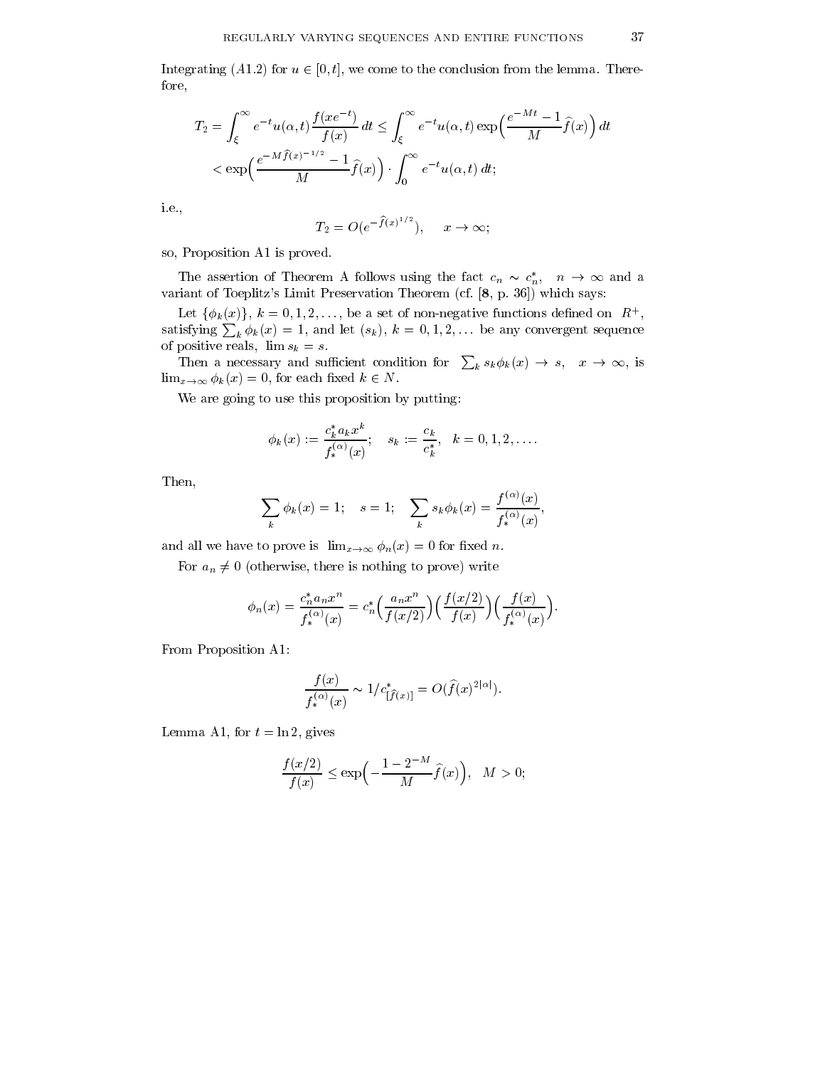Integrating $(A1.2)$ for $u \in [0,t]$, we come to the conclusion from the lemma. Therefore,

$$T_2 = \int_\xi^\infty e^{-t} u(\alpha,t) \frac{f(xe^{-t})}{f(x)}\, dt \le \int_\xi^\infty e^{-t} u(\alpha,t) \exp\Big(\frac{e^{-Mt}-1}{M}\widehat{f}(x)\Big)\, dt$$

$$< \exp\Big(\frac{e^{-M\widehat{f}(x)^{-1/2}}-1}{M}\widehat{f}(x)\Big) \cdot \int_0^\infty e^{-t} u(\alpha,t)\, dt;$$

i.e.,

$$T_2 = O(e^{-\widehat{f}(x)^{1/2}}), \quad x \to \infty;$$

so, Proposition A1 is proved.

The assertion of Theorem A follows using the fact $c_n \sim c_n^*$, $n \to \infty$ and a variant of Toeplitz's Limit Preservation Theorem (cf. [**8**, p. 36]) which says:

Let $\{\phi_k(x)\}$, $k = 0,1,2,\ldots$, be a set of non-negative functions defined on $R^+$, satisfying $\sum_k \phi_k(x) = 1$, and let $(s_k)$, $k = 0,1,2,\ldots$ be any convergent sequence of positive reals, $\lim s_k = s$.

Then a necessary and sufficient condition for $\sum_k s_k \phi_k(x) \to s$, $x \to \infty$, is $\lim_{x\to\infty} \phi_k(x) = 0$, for each fixed $k \in N$.

We are going to use this proposition by putting:

$$\phi_k(x) := \frac{c_k^* a_k x^k}{f_*^{(\alpha)}(x)}; \quad s_k := \frac{c_k}{c_k^*}, \quad k = 0,1,2,\ldots.$$

Then,

$$\sum_k \phi_k(x) = 1; \quad s = 1; \quad \sum_k s_k \phi_k(x) = \frac{f^{(\alpha)}(x)}{f_*^{(\alpha)}(x)},$$

and all we have to prove is $\lim_{x\to\infty} \phi_n(x) = 0$ for fixed $n$.

For $a_n \neq 0$ (otherwise, there is nothing to prove) write

$$\phi_n(x) = \frac{c_n^* a_n x^n}{f_*^{(\alpha)}(x)} = c_n^* \Big(\frac{a_n x^n}{f(x/2)}\Big)\Big(\frac{f(x/2)}{f(x)}\Big)\Big(\frac{f(x)}{f_*^{(\alpha)}(x)}\Big).$$

From Proposition A1:

$$\frac{f(x)}{f_*^{(\alpha)}(x)} \sim 1/c^*_{[\widehat{f}(x)]} = O(\widehat{f}(x)^{2|\alpha|}).$$

Lemma A1, for $t = \ln 2$, gives

$$\frac{f(x/2)}{f(x)} \le \exp\Big(-\frac{1-2^{-M}}{M}\widehat{f}(x)\Big), \quad M > 0;$$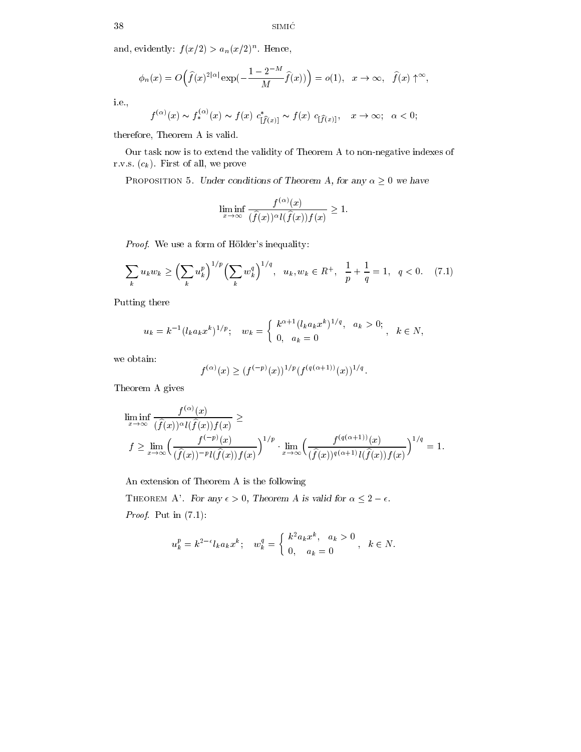and, evidently: $f(x/2) > a_n(x/2)^n$. Hence,

$$\phi_n(x) = O\Big(\widehat{f}(x)^{2|\alpha|}\exp(-\frac{1-2^{-M}}{M}\widehat{f}(x))\Big) = o(1), \quad x \to \infty, \quad \widehat{f}(x) \uparrow^{\infty},$$

i.e.,

$$f^{(\alpha)}(x) \sim f_*^{(\alpha)}(x) \sim f(x)\ c^*_{[\widehat{f}(x)]} \sim f(x)\ c_{[\widehat{f}(x)]}, \quad x \to \infty; \quad \alpha < 0;$$

therefore, Theorem A is valid.

Our task now is to extend the validity of Theorem A to non-negative indexes of r.v.s. $(c_k)$. First of all, we prove

Proposition 5. *Under conditions of Theorem A, for any $\alpha \geq 0$ we have*

$$\liminf_{x\to\infty} \frac{f^{(\alpha)}(x)}{(\widehat{f}(x))^{\alpha} l(\widehat{f}(x)) f(x)} \geq 1.$$

*Proof.* We use a form of Hölder's inequality:

$$\sum_k u_k w_k \geq \Big(\sum_k u_k^p\Big)^{1/p}\Big(\sum_k w_k^q\Big)^{1/q}, \quad u_k, w_k \in R^+, \quad \frac{1}{p}+\frac{1}{q} = 1, \quad q < 0. \tag{7.1}$$

Putting there

$$u_k = k^{-1}(l_k a_k x^k)^{1/p}; \quad w_k = \begin{cases} k^{\alpha+1}(l_k a_k x^k)^{1/q}, & a_k > 0; \\ 0, & a_k = 0 \end{cases}, \quad k \in N,$$

we obtain:

$$f^{(\alpha)}(x) \geq (f^{(-p)}(x))^{1/p}(f^{(q(\alpha+1))}(x))^{1/q}.$$

Theorem A gives

$$\liminf_{x\to\infty} \frac{f^{(\alpha)}(x)}{(\widehat{f}(x))^{\alpha} l(\widehat{f}(x)) f(x)} \geq$$

$$f \geq \lim_{x\to\infty}\Big(\frac{f^{(-p)}(x)}{(\widehat{f}(x))^{-p} l(\widehat{f}(x)) f(x)}\Big)^{1/p} \cdot \lim_{x\to\infty}\Big(\frac{f^{(q(\alpha+1))}(x)}{(\widehat{f}(x))^{q(\alpha+1)} l(\widehat{f}(x)) f(x)}\Big)^{1/q} = 1.$$

An extension of Theorem A is the following

Theorem A'. *For any $\epsilon > 0$, Theorem A is valid for $\alpha \leq 2 - \epsilon$.*

*Proof.* Put in (7.1):

$$u_k^p = k^{2-\epsilon} l_k a_k x^k; \quad w_k^q = \begin{cases} k^2 a_k x^k, & a_k > 0 \\ 0, & a_k = 0 \end{cases}, \quad k \in N.$$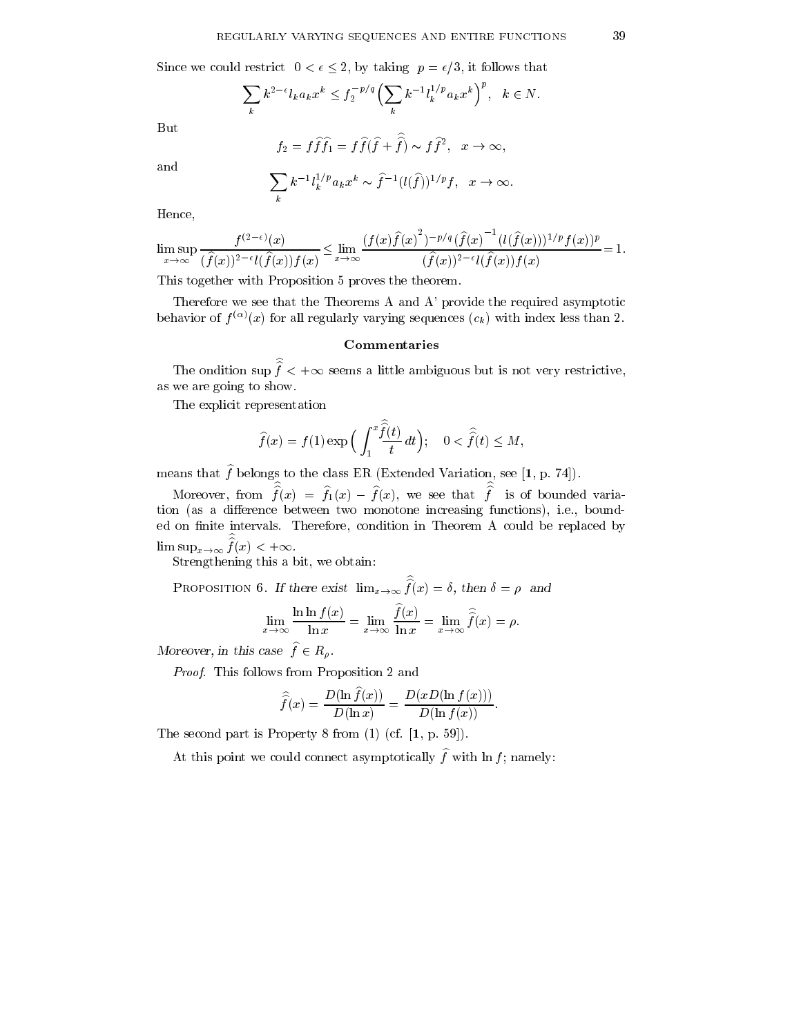Since we could restrict $0 < \epsilon \le 2$, by taking $p = \epsilon/3$, it follows that

$$\sum_k k^{2-\epsilon} l_k a_k x^k \le f_2^{-p/q} \Big( \sum_k k^{-1} l_k^{1/p} a_k x^k \Big)^p, \quad k \in N.$$

But

$$f_2 = f \widehat{f} \widehat{f}_1 = f \widehat{f} (\widehat{f} + \widehat{\widehat{f}}) \sim f \widehat{f}^2, \quad x \to \infty,$$

and

$$\sum_k k^{-1} l_k^{1/p} a_k x^k \sim \widehat{f}^{-1} (l(\widehat{f}))^{1/p} f, \quad x \to \infty.$$

Hence,

$$\limsup_{x\to\infty} \frac{f^{(2-\epsilon)}(x)}{(\widehat{f}(x))^{2-\epsilon} l(\widehat{f}(x)) f(x)} \le \lim_{x\to\infty} \frac{(f(x)\widehat{f}(x)^2)^{-p/q} (\widehat{f}(x)^{-1} (l(\widehat{f}(x)))^{1/p} f(x))^p}{(\widehat{f}(x))^{2-\epsilon} l(\widehat{f}(x)) f(x)} = 1.$$

This together with Proposition 5 proves the theorem.

Therefore we see that the Theorems A and A' provide the required asymptotic behavior of $f^{(\alpha)}(x)$ for all regularly varying sequences $(c_k)$ with index less than 2.

## Commentaries

The ondition $\sup \widehat{\widehat{f}} < +\infty$ seems a little ambiguous but is not very restrictive, as we are going to show.

The explicit representation

$$\widehat{f}(x) = f(1) \exp\Big( \int_1^x \frac{\widehat{\widehat{f}}(t)}{t}\, dt \Big); \quad 0 < \widehat{\widehat{f}}(t) \le M,$$

means that $\widehat{f}$ belongs to the class ER (Extended Variation, see [**1**, p. 74]).

Moreover, from $\widehat{\widehat{f}}(x) = \widehat{f}_1(x) - \widehat{f}(x)$, we see that $\widehat{\widehat{f}}$ is of bounded variation (as a difference between two monotone increasing functions), i.e., bounded on finite intervals. Therefore, condition in Theorem A could be replaced by $\limsup_{x\to\infty} \widehat{\widehat{f}}(x) < +\infty$.

Strengthening this a bit, we obtain:

PROPOSITION 6. *If there exist* $\lim_{x\to\infty} \widehat{\widehat{f}}(x) = \delta$, *then* $\delta = \rho$ *and*

$$\lim_{x\to\infty} \frac{\ln \ln f(x)}{\ln x} = \lim_{x\to\infty} \frac{\widehat{f}(x)}{\ln x} = \lim_{x\to\infty} \widehat{\widehat{f}}(x) = \rho.$$

*Moreover, in this case* $\widehat{f} \in R_\rho$.

*Proof.* This follows from Proposition 2 and

$$\widehat{\widehat{f}}(x) = \frac{D(\ln \widehat{f}(x))}{D(\ln x)} = \frac{D(xD(\ln f(x)))}{D(\ln f(x))}.$$

The second part is Property 8 from (1) (cf. [**1**, p. 59]).

At this point we could connect asymptotically $\widehat{f}$ with $\ln f$; namely: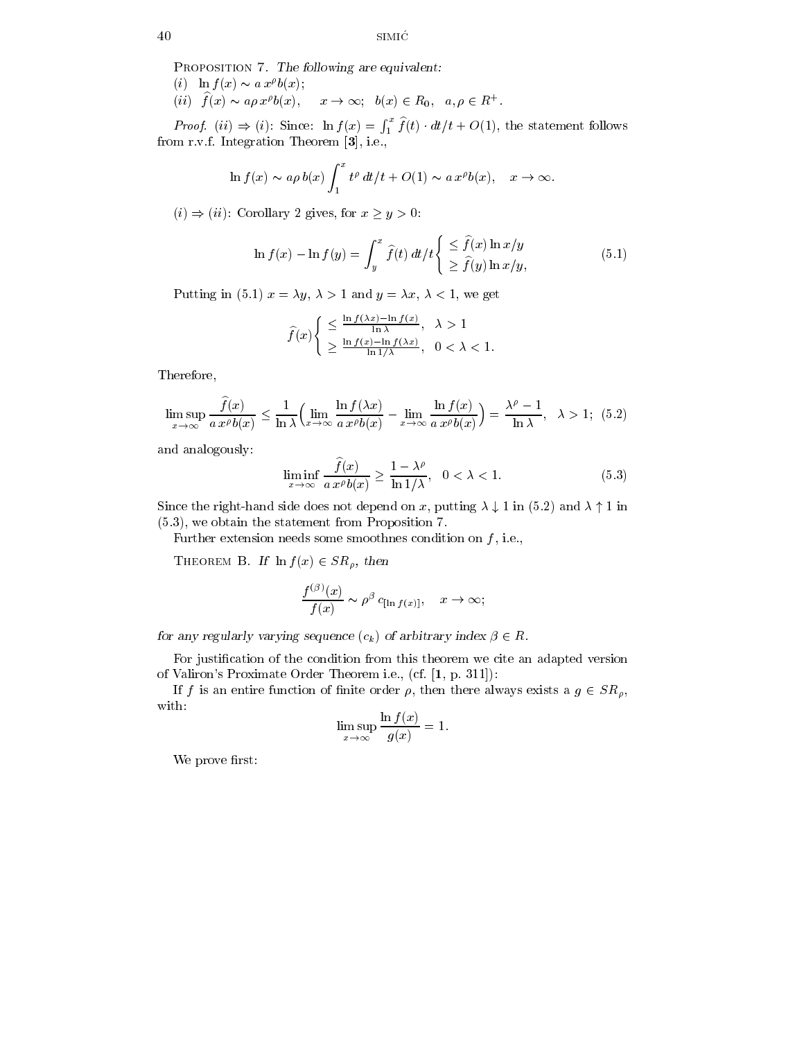PROPOSITION 7. *The following are equivalent:*

(*i*) $\ln f(x) \sim a\, x^\rho b(x)$;

(*ii*) $\widehat{f}(x) \sim a\rho\, x^\rho b(x), \quad x \to \infty; \;\; b(x) \in R_0, \;\; a, \rho \in R^+$.

*Proof.* (*ii*) $\Rightarrow$ (*i*): Since: $\ln f(x) = \int_1^x \widehat{f}(t) \cdot dt/t + O(1)$, the statement follows from r.v.f. Integration Theorem [**3**], i.e.,

$$\ln f(x) \sim a\rho\, b(x) \int_1^x t^\rho\, dt/t + O(1) \sim a\, x^\rho b(x), \quad x \to \infty.$$

(*i*) $\Rightarrow$ (*ii*): Corollary 2 gives, for $x \geq y > 0$:

$$\ln f(x) - \ln f(y) = \int_y^x \widehat{f}(t)\, dt/t \begin{cases} \leq \widehat{f}(x) \ln x/y \\ \geq \widehat{f}(y) \ln x/y, \end{cases} \tag{5.1}$$

Putting in (5.1) $x = \lambda y$, $\lambda > 1$ and $y = \lambda x$, $\lambda < 1$, we get

$$\widehat{f}(x) \begin{cases} \leq \frac{\ln f(\lambda x) - \ln f(x)}{\ln \lambda}, & \lambda > 1 \\ \geq \frac{\ln f(x) - \ln f(\lambda x)}{\ln 1/\lambda}, & 0 < \lambda < 1. \end{cases}$$

Therefore,

$$\limsup_{x\to\infty} \frac{\widehat{f}(x)}{a\, x^\rho b(x)} \leq \frac{1}{\ln \lambda}\Big( \lim_{x\to\infty} \frac{\ln f(\lambda x)}{a\, x^\rho b(x)} - \lim_{x\to\infty} \frac{\ln f(x)}{a\, x^\rho b(x)} \Big) = \frac{\lambda^\rho - 1}{\ln \lambda}, \quad \lambda > 1; \tag{5.2}$$

and analogously:

$$\liminf_{x\to\infty} \frac{\widehat{f}(x)}{a\, x^\rho b(x)} \geq \frac{1 - \lambda^\rho}{\ln 1/\lambda}, \quad 0 < \lambda < 1. \tag{5.3}$$

Since the right-hand side does not depend on $x$, putting $\lambda \downarrow 1$ in (5.2) and $\lambda \uparrow 1$ in (5.3), we obtain the statement from Proposition 7.

Further extension needs some smoothnes condition on $f$, i.e.,

THEOREM B. *If* $\ln f(x) \in SR_\rho$, *then*

$$\frac{f^{(\beta)}(x)}{f(x)} \sim \rho^\beta\, c_{[\ln f(x)]}, \quad x \to \infty;$$

*for any regularly varying sequence* $(c_k)$ *of arbitrary index* $\beta \in R$.

For justification of the condition from this theorem we cite an adapted version of Valiron's Proximate Order Theorem i.e., (cf. [**1**, p. 311]):

If $f$ is an entire function of finite order $\rho$, then there always exists a $g \in SR_\rho$, with:

$$\limsup_{x\to\infty} \frac{\ln f(x)}{g(x)} = 1.$$

We prove first: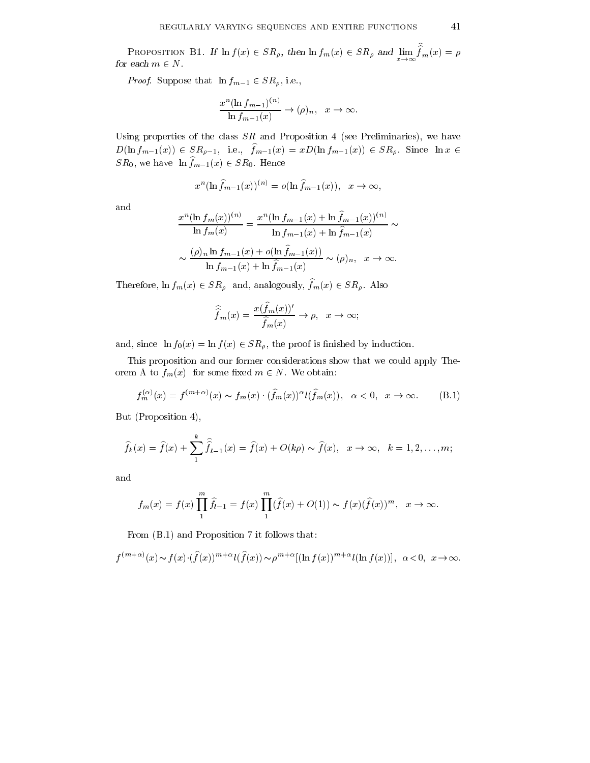**Proposition B1.** *If* $\ln f(x) \in SR_\rho$, *then* $\ln f_m(x) \in SR_\rho$ *and* $\lim_{x\to\infty} \widehat{\widehat{f}}_m(x) = \rho$ *for each* $m \in N$.

*Proof.* Suppose that $\ln f_{m-1} \in SR_\rho$, i.e.,

$$\frac{x^n (\ln f_{m-1})^{(n)}}{\ln f_{m-1}(x)} \to (\rho)_n, \quad x \to \infty.$$

Using properties of the class $SR$ and Proposition 4 (see Preliminaries), we have $D(\ln f_{m-1}(x)) \in SR_{\rho-1}$, i.e., $\widehat{f}_{m-1}(x) = xD(\ln f_{m-1}(x)) \in SR_\rho$. Since $\ln x \in SR_0$, we have $\ln \widehat{f}_{m-1}(x) \in SR_0$. Hence

$$x^n (\ln \widehat{f}_{m-1}(x))^{(n)} = o(\ln \widehat{f}_{m-1}(x)), \quad x \to \infty,$$

and

$$\frac{x^n (\ln f_m(x))^{(n)}}{\ln f_m(x)} = \frac{x^n (\ln f_{m-1}(x) + \ln \widehat{f}_{m-1}(x))^{(n)}}{\ln f_{m-1}(x) + \ln \widehat{f}_{m-1}(x)} \sim$$

$$\sim \frac{(\rho)_n \ln f_{m-1}(x) + o(\ln \widehat{f}_{m-1}(x))}{\ln f_{m-1}(x) + \ln \widehat{f}_{m-1}(x)} \sim (\rho)_n, \quad x \to \infty.$$

Therefore, $\ln f_m(x) \in SR_\rho$ and, analogously, $\widehat{f}_m(x) \in SR_\rho$. Also

$$\widehat{\widehat{f}}_m(x) = \frac{x(\widehat{f}_m(x))'}{\widehat{f}_m(x)} \to \rho, \quad x \to \infty;$$

and, since $\ln f_0(x) = \ln f(x) \in SR_\rho$, the proof is finished by induction.

This proposition and our former considerations show that we could apply Theorem A to $f_m(x)$ for some fixed $m \in N$. We obtain:

$$f_m^{(\alpha)}(x) = f^{(m+\alpha)}(x) \sim f_m(x) \cdot (\widehat{f}_m(x))^\alpha l(\widehat{f}_m(x)), \quad \alpha < 0, \quad x \to \infty. \tag{B.1}$$

But (Proposition 4),

$$\widehat{f}_k(x) = \widehat{f}(x) + \sum_1^k \widehat{\widehat{f}}_{l-1}(x) = \widehat{f}(x) + O(k\rho) \sim \widehat{f}(x), \quad x \to \infty, \quad k = 1, 2, \ldots, m;$$

and

$$f_m(x) = f(x) \prod_1^m \widehat{f}_{l-1} = f(x) \prod_1^m (\widehat{f}(x) + O(1)) \sim f(x)(\widehat{f}(x))^m, \quad x \to \infty.$$

From (B.1) and Proposition 7 it follows that:

$$f^{(m+\alpha)}(x) \sim f(x) \cdot (\widehat{f}(x))^{m+\alpha} l(\widehat{f}(x)) \sim \rho^{m+\alpha} [(\ln f(x))^{m+\alpha} l(\ln f(x))], \quad \alpha < 0, \quad x \to \infty.$$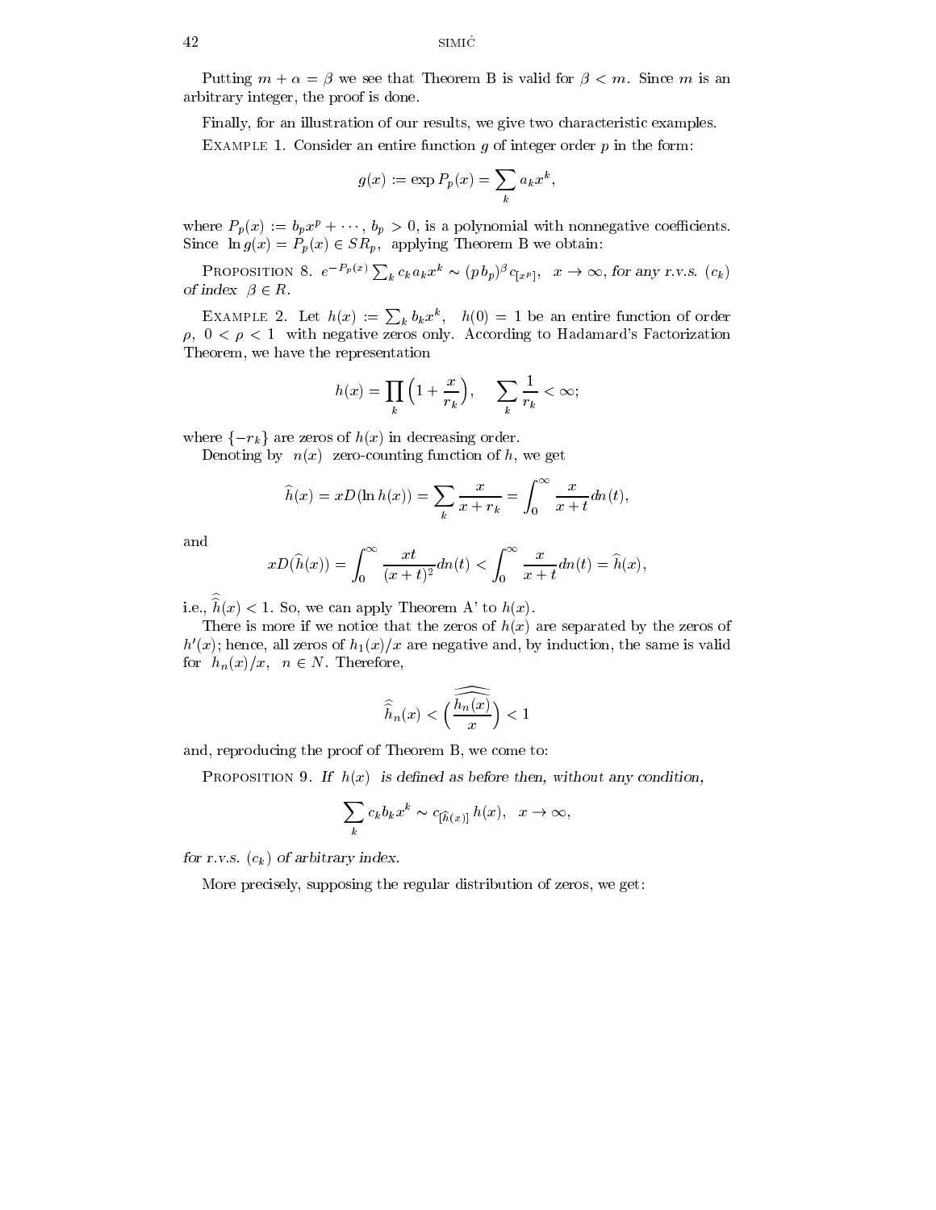Putting $m + \alpha = \beta$ we see that Theorem B is valid for $\beta < m$. Since $m$ is an arbitrary integer, the proof is done.

Finally, for an illustration of our results, we give two characteristic examples.

Example 1. Consider an entire function $g$ of integer order $p$ in the form:

$$g(x) := \exp P_p(x) = \sum_k a_k x^k,$$

where $P_p(x) := b_p x^p + \cdots$, $b_p > 0$, is a polynomial with nonnegative coefficients. Since $\ln g(x) = P_p(x) \in SR_p$, applying Theorem B we obtain:

Proposition 8. *$e^{-P_p(x)} \sum_k c_k a_k x^k \sim (p\, b_p)^\beta c_{[x^p]}$, $x \to \infty$, for any r.v.s. $(c_k)$ of index $\beta \in R$.*

Example 2. Let $h(x) := \sum_k b_k x^k$, $h(0) = 1$ be an entire function of order $\rho$, $0 < \rho < 1$ with negative zeros only. According to Hadamard's Factorization Theorem, we have the representation

$$h(x) = \prod_k \Big(1 + \frac{x}{r_k}\Big), \quad \sum_k \frac{1}{r_k} < \infty;$$

where $\{-r_k\}$ are zeros of $h(x)$ in decreasing order.

Denoting by $n(x)$ zero-counting function of $h$, we get

$$\widehat{h}(x) = xD(\ln h(x)) = \sum_k \frac{x}{x + r_k} = \int_0^\infty \frac{x}{x+t} dn(t),$$

and

$$xD(\widehat{h}(x)) = \int_0^\infty \frac{xt}{(x+t)^2} dn(t) < \int_0^\infty \frac{x}{x+t} dn(t) = \widehat{h}(x),$$

i.e., $\widehat{\widehat{h}}(x) < 1$. So, we can apply Theorem A' to $h(x)$.

There is more if we notice that the zeros of $h(x)$ are separated by the zeros of $h'(x)$; hence, all zeros of $h_1(x)/x$ are negative and, by induction, the same is valid for $h_n(x)/x$, $n \in N$. Therefore,

$$\widehat{\widehat{h}}_n(x) < \Big(\widehat{\widehat{\frac{h_n(x)}{x}}}\Big) < 1$$

and, reproducing the proof of Theorem B, we come to:

Proposition 9. *If $h(x)$ is defined as before then, without any condition,*

$$\sum_k c_k b_k x^k \sim c_{[\widehat{h}(x)]}\, h(x), \quad x \to \infty,$$

*for r.v.s. $(c_k)$ of arbitrary index.*

More precisely, supposing the regular distribution of zeros, we get: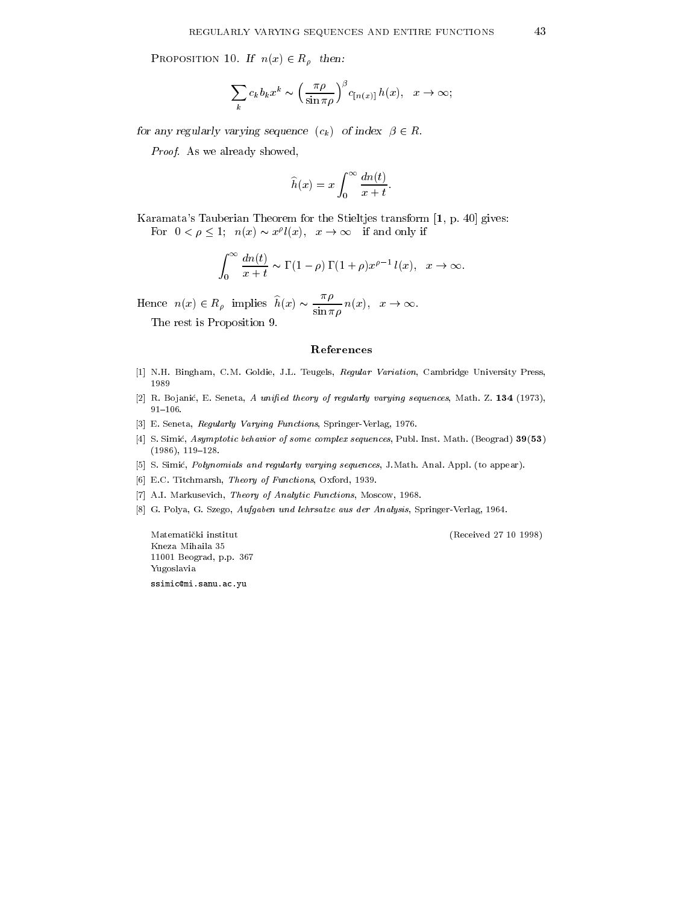PROPOSITION 10. *If* $n(x) \in R_\rho$ *then:*

$$\sum_k c_k b_k x^k \sim \Big(\frac{\pi\rho}{\sin \pi\rho}\Big)^\beta c_{[n(x)]}\, h(x), \quad x \to \infty;$$

*for any regularly varying sequence* $(c_k)$ *of index* $\beta \in R$.

*Proof.* As we already showed,

$$\widehat{h}(x) = x \int_0^\infty \frac{dn(t)}{x+t}.$$

Karamata's Tauberian Theorem for the Stieltjes transform [**1**, p. 40] gives:

For $0 < \rho \le 1$; $n(x) \sim x^\rho l(x)$, $x \to \infty$ if and only if

$$\int_0^\infty \frac{dn(t)}{x+t} \sim \Gamma(1-\rho)\,\Gamma(1+\rho) x^{\rho-1}\, l(x), \quad x \to \infty.$$

Hence $n(x) \in R_\rho$ implies $\widehat{h}(x) \sim \dfrac{\pi\rho}{\sin \pi\rho}\, n(x)$, $x \to \infty$.

The rest is Proposition 9.

## References

[1] N.H. Bingham, C.M. Goldie, J.L. Teugels, *Regular Variation*, Cambridge University Press, 1989

[2] R. Bojanić, E. Seneta, *A unified theory of regularly varying sequences*, Math. Z. **134** (1973), 91–106.

[3] E. Seneta, *Regularly Varying Functions*, Springer-Verlag, 1976.

[4] S. Simić, *Asymptotic behavior of some complex sequences*, Publ. Inst. Math. (Beograd) **39**(**53**) (1986), 119–128.

[5] S. Simić, *Polynomials and regularly varying sequences*, J.Math. Anal. Appl. (to appear).

[6] E.C. Titchmarsh, *Theory of Functions*, Oxford, 1939.

[7] A.I. Markusevich, *Theory of Analytic Functions*, Moscow, 1968.

[8] G. Polya, G. Szego, *Aufgaben und lehrsatze aus der Analysis*, Springer-Verlag, 1964.

Matematički institut
Kneza Mihaila 35
11001 Beograd, p.p. 367
Yugoslavia

ssimic@mi.sanu.ac.yu

(Received 27 10 1998)